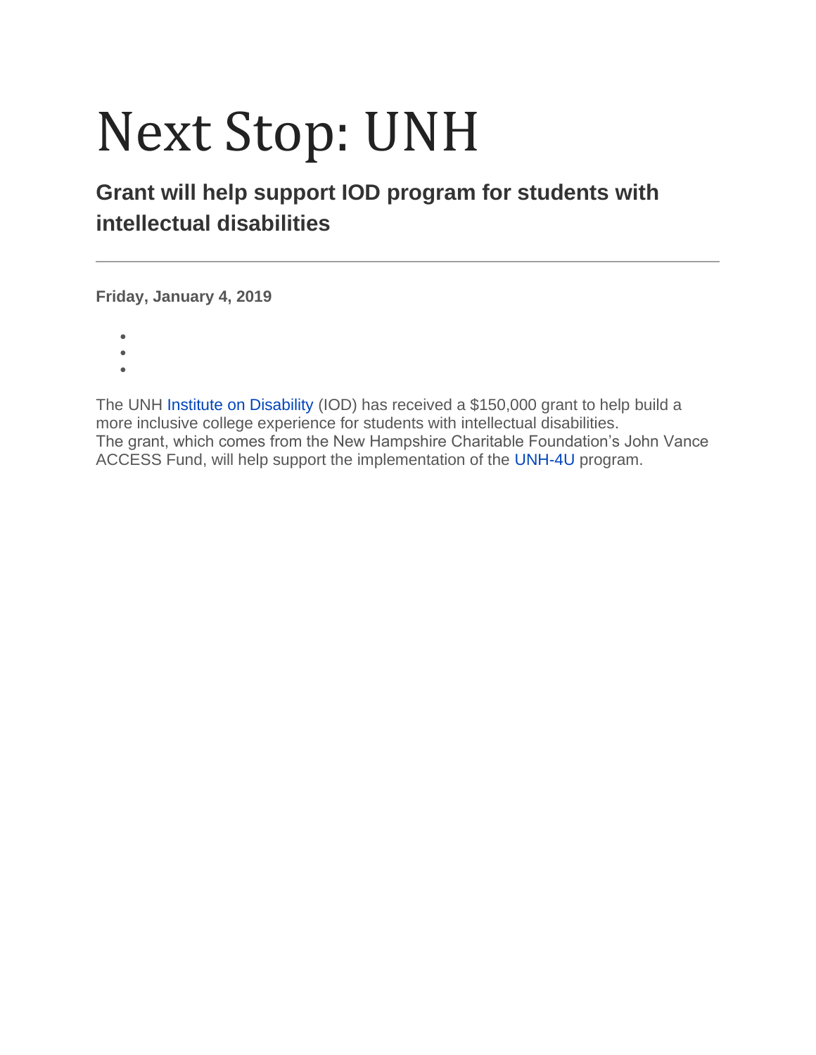# Next Stop: UNH

## Grant will help support IOD program for students with intellectual disabilities

---

**Friday, January 4, 2019**

The UNH Institute on Disability (IOD) has received a $150,000 grant to help build a more inclusive college experience for students with intellectual disabilities.

The grant, which comes from the New Hampshire Charitable Foundation's John Vance ACCESS Fund, will help support the implementation of the UNH-4U program.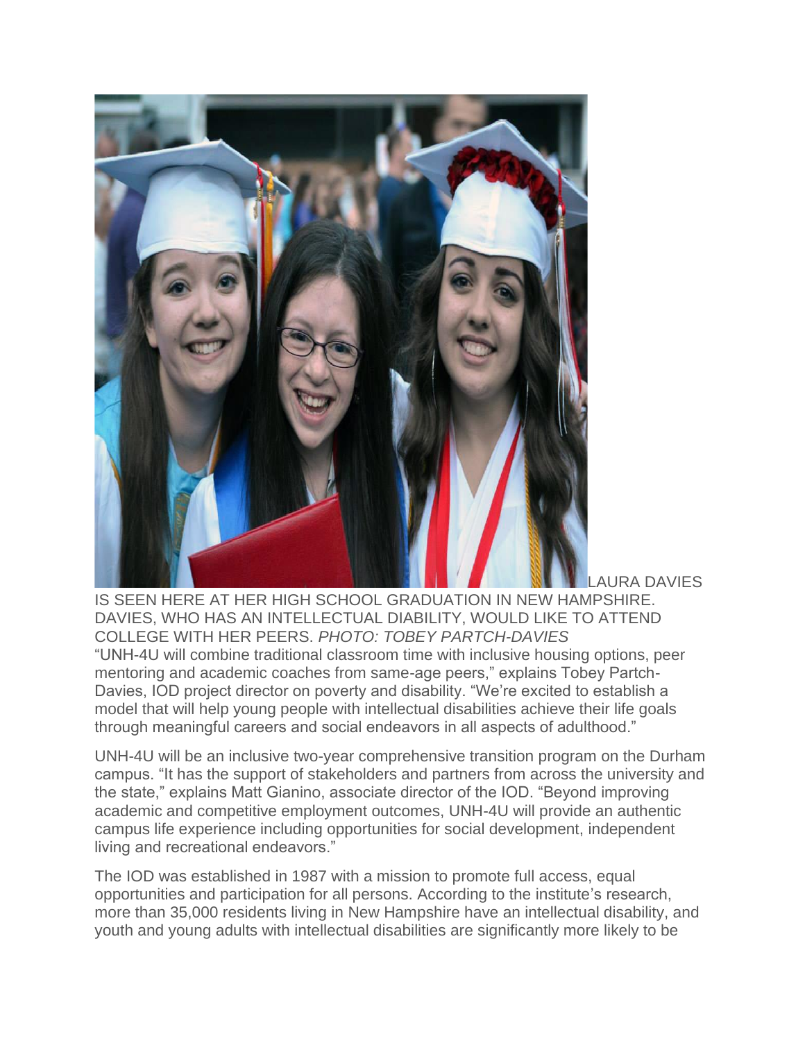LAURA DAVIES IS SEEN HERE AT HER HIGH SCHOOL GRADUATION IN NEW HAMPSHIRE. DAVIES, WHO HAS AN INTELLECTUAL DIABILITY, WOULD LIKE TO ATTEND COLLEGE WITH HER PEERS. *PHOTO: TOBEY PARTCH-DAVIES*

"UNH-4U will combine traditional classroom time with inclusive housing options, peer mentoring and academic coaches from same-age peers," explains Tobey Partch-Davies, IOD project director on poverty and disability. "We're excited to establish a model that will help young people with intellectual disabilities achieve their life goals through meaningful careers and social endeavors in all aspects of adulthood."

UNH-4U will be an inclusive two-year comprehensive transition program on the Durham campus. "It has the support of stakeholders and partners from across the university and the state," explains Matt Gianino, associate director of the IOD. "Beyond improving academic and competitive employment outcomes, UNH-4U will provide an authentic campus life experience including opportunities for social development, independent living and recreational endeavors."

The IOD was established in 1987 with a mission to promote full access, equal opportunities and participation for all persons. According to the institute's research, more than 35,000 residents living in New Hampshire have an intellectual disability, and youth and young adults with intellectual disabilities are significantly more likely to be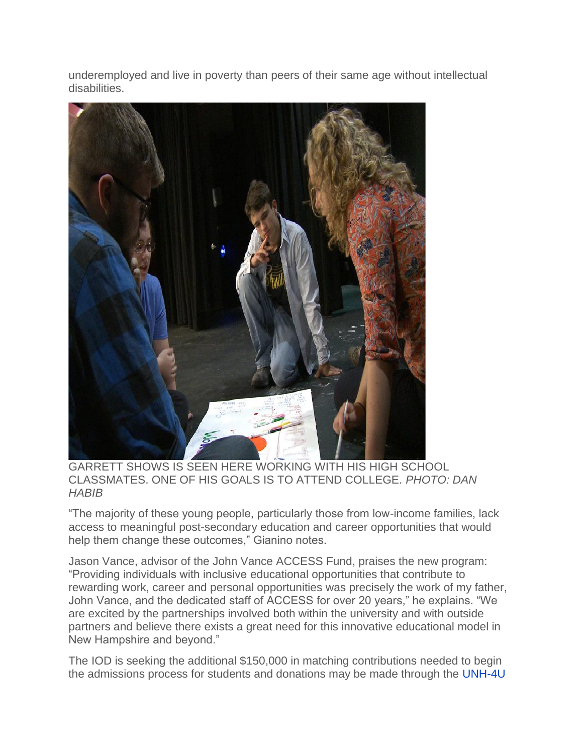underemployed and live in poverty than peers of their same age without intellectual disabilities.

GARRETT SHOWS IS SEEN HERE WORKING WITH HIS HIGH SCHOOL CLASSMATES. ONE OF HIS GOALS IS TO ATTEND COLLEGE. *PHOTO: DAN HABIB*

"The majority of these young people, particularly those from low-income families, lack access to meaningful post-secondary education and career opportunities that would help them change these outcomes," Gianino notes.

Jason Vance, advisor of the John Vance ACCESS Fund, praises the new program: "Providing individuals with inclusive educational opportunities that contribute to rewarding work, career and personal opportunities was precisely the work of my father, John Vance, and the dedicated staff of ACCESS for over 20 years," he explains. "We are excited by the partnerships involved both within the university and with outside partners and believe there exists a great need for this innovative educational model in New Hampshire and beyond."

The IOD is seeking the additional $150,000 in matching contributions needed to begin the admissions process for students and donations may be made through the UNH-4U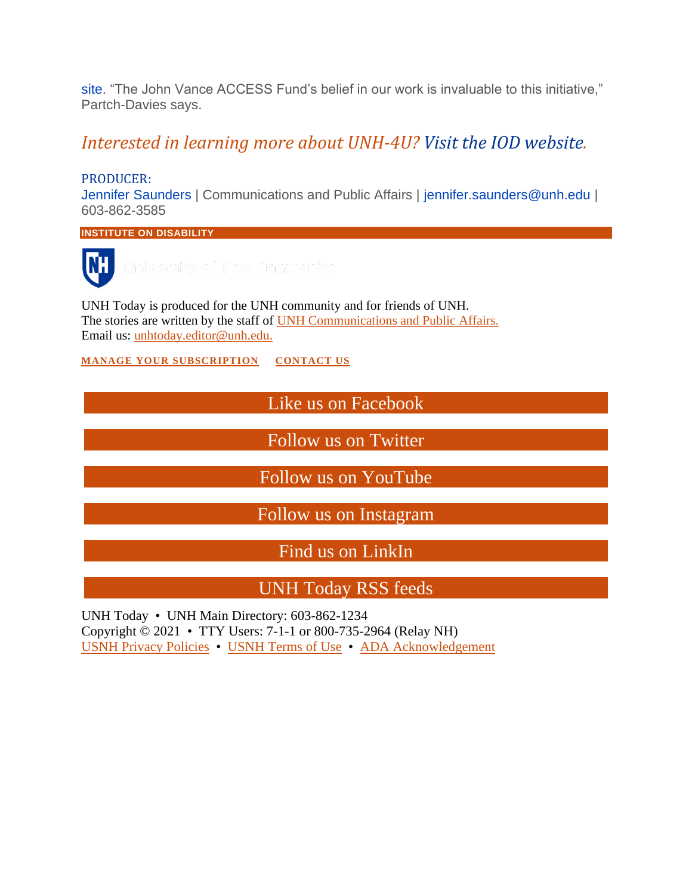site. “The John Vance ACCESS Fund’s belief in our work is invaluable to this initiative,” Partch-Davies says.

*Interested in learning more about UNH-4U? Visit the IOD website.*

PRODUCER:
Jennifer Saunders | Communications and Public Affairs | jennifer.saunders@unh.edu | 603-862-3585

**INSTITUTE ON DISABILITY**

UNH Today is produced for the UNH community and for friends of UNH.
The stories are written by the staff of UNH Communications and Public Affairs.
Email us: unhtoday.editor@unh.edu.

**MANAGE YOUR SUBSCRIPTION** **CONTACT US**

Like us on Facebook

Follow us on Twitter

Follow us on YouTube

Follow us on Instagram

Find us on LinkIn

UNH Today RSS feeds

UNH Today • UNH Main Directory: 603-862-1234
Copyright © 2021 • TTY Users: 7-1-1 or 800-735-2964 (Relay NH)
USNH Privacy Policies • USNH Terms of Use • ADA Acknowledgement